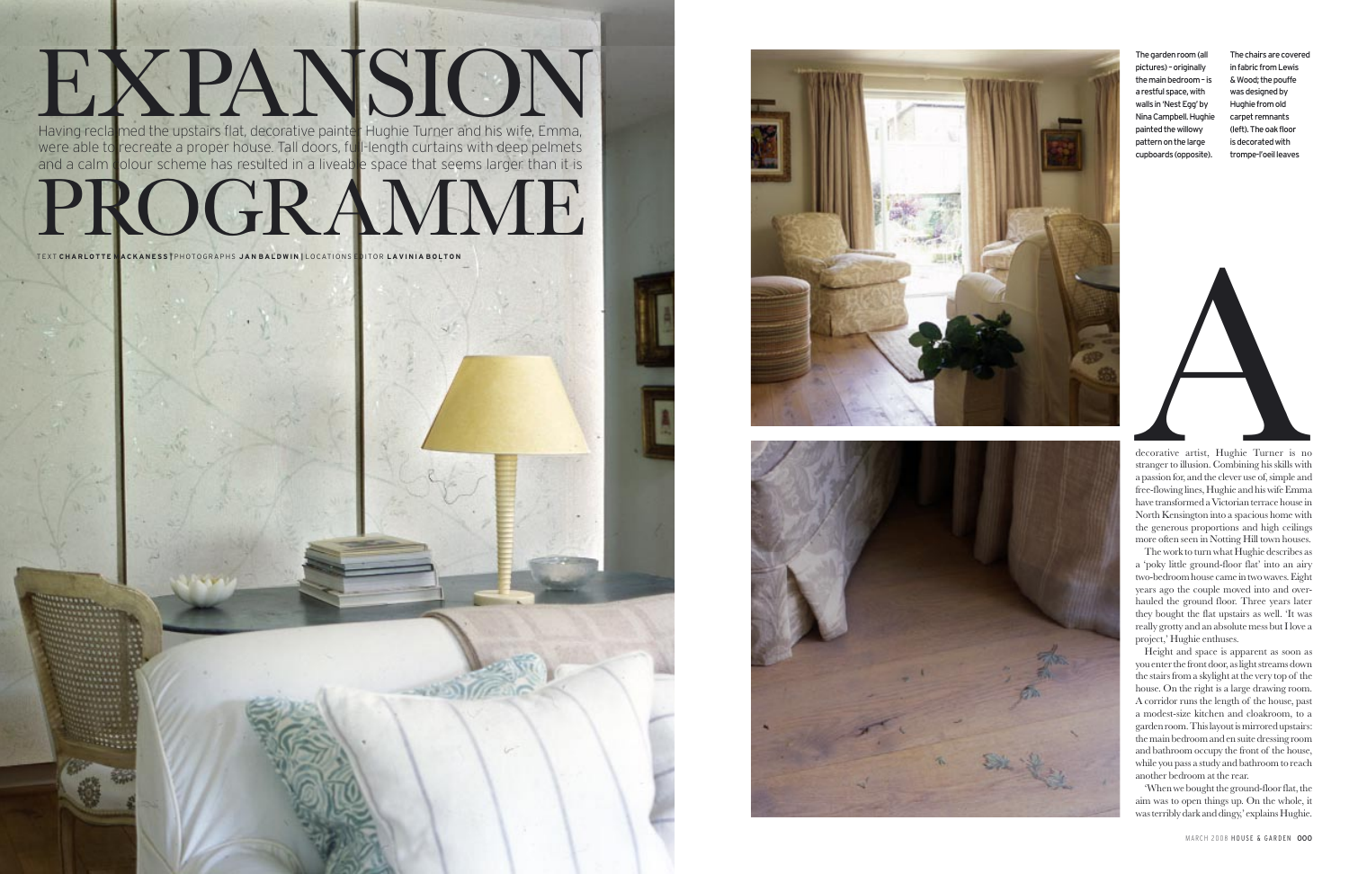# EXPANSION PROGRAMME

Having reclaimed the upstairs flat, decorative painter Hughie Turner and his wife, Emma, were able to recreate a proper house. Tall doors, full-length curtains with deep pelmets and a calm colour scheme has resulted in a liveable space that seems larger than it is

TEXT **CHARLOTTE MACKANESS** | PHOTOGRAPHS **JAN BALDWIN** | LOCATIONS EDITOR **LAVINIA BOLTON**

The garden room (all pictures) – originally the main bedroom – is a restful space, with walls in 'Nest Egg' by Nina Campbell. Hughie painted the willowy pattern on the large cupboards (opposite). The chairs are covered in fabric from Lewis & Wood; the pouffe was designed by Hughie from old carpet remnants (left). The oak floor is decorated with trompe-l'oeil leaves

A decorative artist, Hughie Turner is no stranger to illusion. Combining his skills with a passion for, and the clever use of, simple and free-flowing lines, Hughie and his wife Emma have transformed a Victorian terrace house in North Kensington into a spacious home with the generous proportions and high ceilings more often seen in Notting Hill town houses.

The work to turn what Hughie describes as a 'poky little ground-floor flat' into an airy two-bedroom house came in two waves. Eight years ago the couple moved into and overhauled the ground floor. Three years later they bought the flat upstairs as well. 'It was really grotty and an absolute mess but I love a project,' Hughie enthuses.

Height and space is apparent as soon as you enter the front door, as light streams down the stairs from a skylight at the very top of the house. On the right is a large drawing room. A corridor runs the length of the house, past a modest-size kitchen and cloakroom, to a garden room. This layout is mirrored upstairs: the main bedroom and en suite dressing room and bathroom occupy the front of the house, while you pass a study and bathroom to reach another bedroom at the rear.

'When we bought the ground-floor flat, the aim was to open things up. On the whole, it was terribly dark and dingy,' explains Hughie.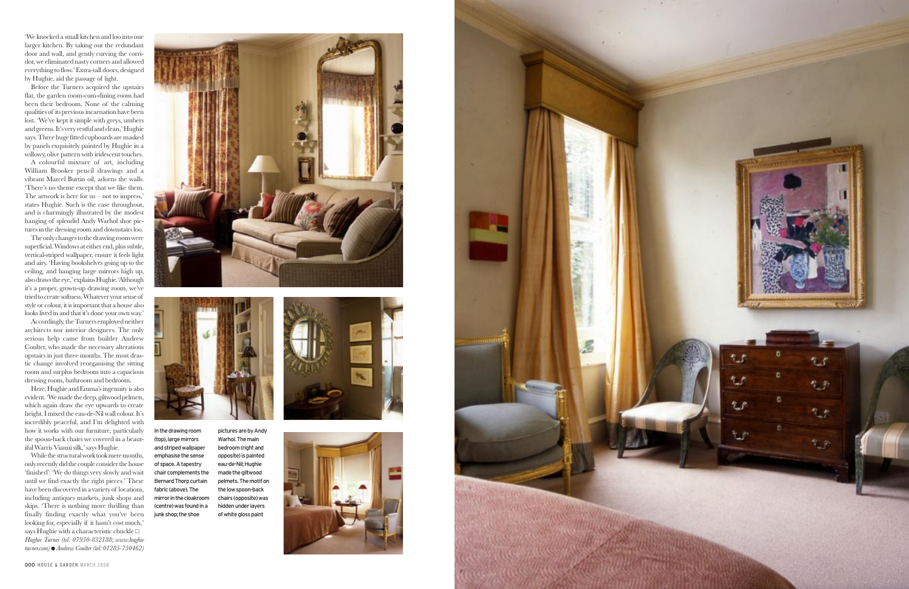'We knocked a small kitchen and loo into one larger kitchen. By taking out the redundant door and wall, and gently curving the corridor, we eliminated nasty corners and allowed everything to flow.' Extra-tall doors, designed by Hughie, aid the passage of light.

Before the Turners acquired the upstairs flat, the garden room-cum-dining room had been their bedroom. None of the calming qualities of its previous incarnation have been lost. 'We've kept it simple with greys, umbers and greens. It's very restful and clean,' Hughie says. Three huge fitted cupboards are masked by panels exquisitely painted by Hughie in a willowy, olive pattern with iridescent touches.

A colourful mixture of art, including William Brooker pencil drawings and a vibrant Marcel Burtin oil, adorns the walls. 'There's no theme except that we like them. The artwork is here for us – not to impress,' states Hughie. Such is the case throughout, and is charmingly illustrated by the modest hanging of splendid Andy Warhol shoe pictures in the dressing room and downstairs loo.

The only changes to the drawing room were superficial. Windows at either end, plus subtle, vertical-striped wallpaper, ensure it feels light and airy. 'Having bookshelves going up to the ceiling, and hanging large mirrors high up, also draws the eye,' explains Hughie. 'Although it's a proper, grown-up drawing room, we've tried to create softness. Whatever your sense of style or colour, it is important that a house also looks lived in and that it's done your own way.'

Accordingly, the Turners employed neither architects nor interior designers. The only serious help came from builder Andrew Coulter, who made the necessary alterations upstairs in just three months. The most drastic change involved reorganising the sitting room and surplus bedroom into a capacious dressing room, bathroom and bedroom.

Here, Hughie and Emma's ingenuity is also evident. 'We made the deep, giltwood pelmets, which again draw the eye upwards to create height. I mixed the eau-de-Nil wall colour. It's incredibly peaceful, and I'm delighted with how it works with our furniture, particularly the spoon-back chairs we covered in a beautiful Warris Vianni silk,' says Hughie.

While the structural work took mere months, only recently did the couple consider the house 'finished': 'We do things very slowly and wait until we find exactly the right pieces.' These have been discovered in a variety of locations, including antiques markets, junk shops and skips. 'There is nothing more thrilling than finally finding exactly what you've been looking for, especially if it hasn't cost much,' says Hughie with a characteristic chuckle □

*Hughie Turner (tel: 07930-832188; www.hughieturner.com)* ● *Andrew Coulter (tel: 01285-750462)*

In the drawing room (top), large mirrors and striped wallpaper emphasise the sense of space. A tapestry chair complements the Bernard Thorp curtain fabric (above). The mirror in the cloakroom (centre) was found in a junk shop; the shoe pictures are by Andy Warhol. The main bedroom (right and opposite) is painted eau-de-Nil; Hughie made the giltwood pelmets. The motif on the low spoon-back chairs (opposite) was hidden under layers of white gloss paint